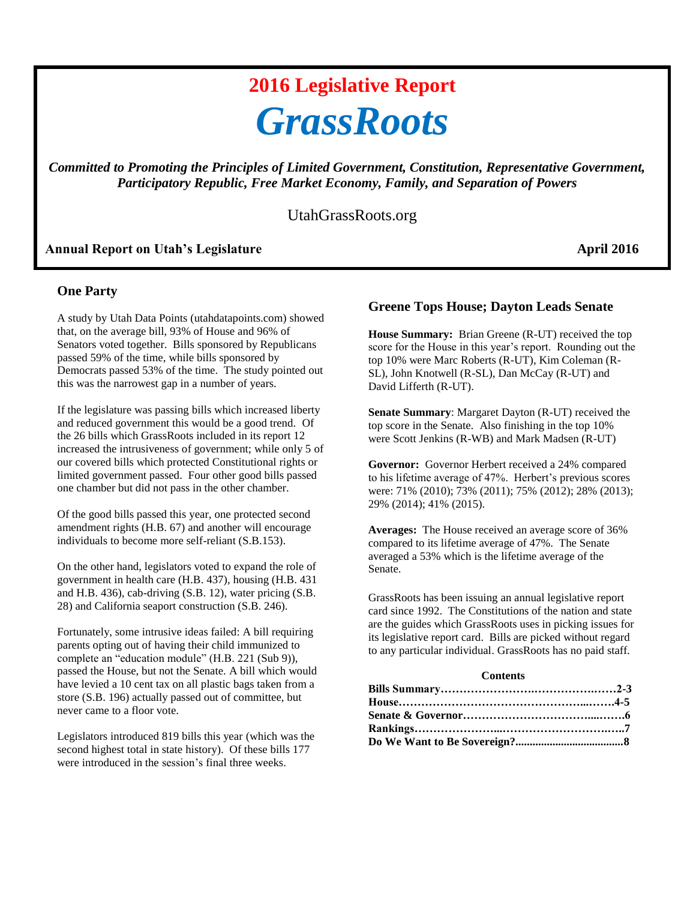# 2016 Legislative Report

# *GrassRoots*

***Committed to Promoting the Principles of Limited Government, Constitution, Representative Government, Participatory Republic, Free Market Economy, Family, and Separation of Powers***

UtahGrassRoots.org

**Annual Report on Utah's Legislature** **April 2016**

## One Party

A study by Utah Data Points (utahdatapoints.com) showed that, on the average bill, 93% of House and 96% of Senators voted together. Bills sponsored by Republicans passed 59% of the time, while bills sponsored by Democrats passed 53% of the time. The study pointed out this was the narrowest gap in a number of years.

If the legislature was passing bills which increased liberty and reduced government this would be a good trend. Of the 26 bills which GrassRoots included in its report 12 increased the intrusiveness of government; while only 5 of our covered bills which protected Constitutional rights or limited government passed. Four other good bills passed one chamber but did not pass in the other chamber.

Of the good bills passed this year, one protected second amendment rights (H.B. 67) and another will encourage individuals to become more self-reliant (S.B.153).

On the other hand, legislators voted to expand the role of government in health care (H.B. 437), housing (H.B. 431 and H.B. 436), cab-driving (S.B. 12), water pricing (S.B. 28) and California seaport construction (S.B. 246).

Fortunately, some intrusive ideas failed: A bill requiring parents opting out of having their child immunized to complete an "education module" (H.B. 221 (Sub 9)), passed the House, but not the Senate. A bill which would have levied a 10 cent tax on all plastic bags taken from a store (S.B. 196) actually passed out of committee, but never came to a floor vote.

Legislators introduced 819 bills this year (which was the second highest total in state history). Of these bills 177 were introduced in the session's final three weeks.

## Greene Tops House; Dayton Leads Senate

**House Summary:** Brian Greene (R-UT) received the top score for the House in this year's report. Rounding out the top 10% were Marc Roberts (R-UT), Kim Coleman (R-SL), John Knotwell (R-SL), Dan McCay (R-UT) and David Lifferth (R-UT).

**Senate Summary**: Margaret Dayton (R-UT) received the top score in the Senate. Also finishing in the top 10% were Scott Jenkins (R-WB) and Mark Madsen (R-UT)

**Governor:** Governor Herbert received a 24% compared to his lifetime average of 47%. Herbert's previous scores were: 71% (2010); 73% (2011); 75% (2012); 28% (2013); 29% (2014); 41% (2015).

**Averages:** The House received an average score of 36% compared to its lifetime average of 47%. The Senate averaged a 53% which is the lifetime average of the Senate.

GrassRoots has been issuing an annual legislative report card since 1992. The Constitutions of the nation and state are the guides which GrassRoots uses in picking issues for its legislative report card. Bills are picked without regard to any particular individual. GrassRoots has no paid staff.

**Contents**

**Bills Summary……………………………………2-3**
**House…………………………………………4-5**
**Senate & Governor…………………………………6**
**Rankings…………………………………………7**
**Do We Want to Be Sovereign?..............................8**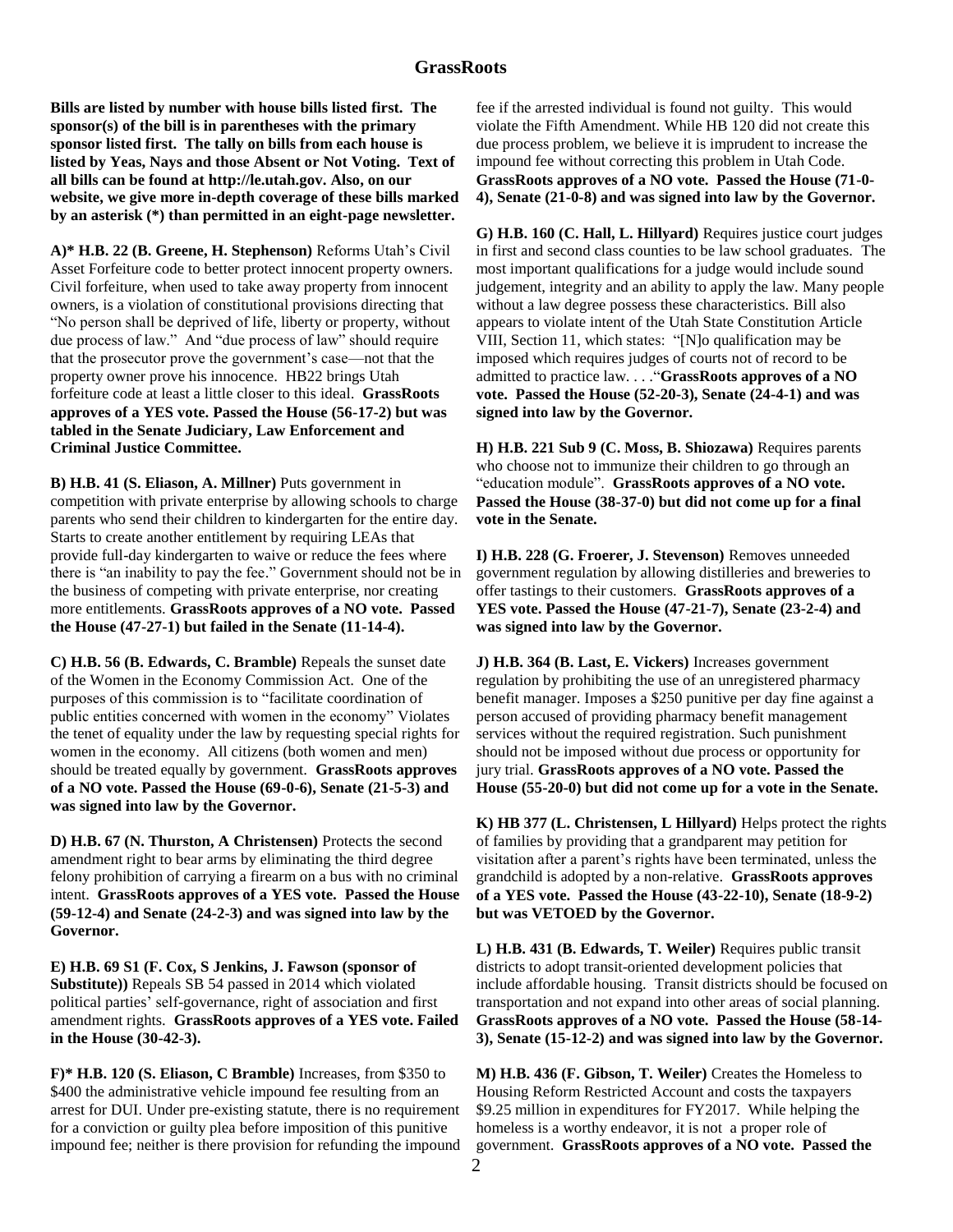**Bills are listed by number with house bills listed first. The sponsor(s) of the bill is in parentheses with the primary sponsor listed first. The tally on bills from each house is listed by Yeas, Nays and those Absent or Not Voting. Text of all bills can be found at http://le.utah.gov. Also, on our website, we give more in-depth coverage of these bills marked by an asterisk (*) than permitted in an eight-page newsletter.**

**A)* H.B. 22 (B. Greene, H. Stephenson)** Reforms Utah's Civil Asset Forfeiture code to better protect innocent property owners. Civil forfeiture, when used to take away property from innocent owners, is a violation of constitutional provisions directing that "No person shall be deprived of life, liberty or property, without due process of law." And "due process of law" should require that the prosecutor prove the government's case—not that the property owner prove his innocence. HB22 brings Utah forfeiture code at least a little closer to this ideal. **GrassRoots approves of a YES vote. Passed the House (56-17-2) but was tabled in the Senate Judiciary, Law Enforcement and Criminal Justice Committee.**

**B) H.B. 41 (S. Eliason, A. Millner)** Puts government in competition with private enterprise by allowing schools to charge parents who send their children to kindergarten for the entire day. Starts to create another entitlement by requiring LEAs that provide full-day kindergarten to waive or reduce the fees where there is "an inability to pay the fee." Government should not be in the business of competing with private enterprise, nor creating more entitlements. **GrassRoots approves of a NO vote. Passed the House (47-27-1) but failed in the Senate (11-14-4).**

**C) H.B. 56 (B. Edwards, C. Bramble)** Repeals the sunset date of the Women in the Economy Commission Act. One of the purposes of this commission is to "facilitate coordination of public entities concerned with women in the economy" Violates the tenet of equality under the law by requesting special rights for women in the economy. All citizens (both women and men) should be treated equally by government. **GrassRoots approves of a NO vote. Passed the House (69-0-6), Senate (21-5-3) and was signed into law by the Governor.**

**D) H.B. 67 (N. Thurston, A Christensen)** Protects the second amendment right to bear arms by eliminating the third degree felony prohibition of carrying a firearm on a bus with no criminal intent. **GrassRoots approves of a YES vote. Passed the House (59-12-4) and Senate (24-2-3) and was signed into law by the Governor.**

**E) H.B. 69 S1 (F. Cox, S Jenkins, J. Fawson (sponsor of Substitute))** Repeals SB 54 passed in 2014 which violated political parties' self-governance, right of association and first amendment rights. **GrassRoots approves of a YES vote. Failed in the House (30-42-3).**

**F)* H.B. 120 (S. Eliason, C Bramble)** Increases, from $350 to $400 the administrative vehicle impound fee resulting from an arrest for DUI. Under pre-existing statute, there is no requirement for a conviction or guilty plea before imposition of this punitive impound fee; neither is there provision for refunding the impound fee if the arrested individual is found not guilty. This would violate the Fifth Amendment. While HB 120 did not create this due process problem, we believe it is imprudent to increase the impound fee without correcting this problem in Utah Code. **GrassRoots approves of a NO vote. Passed the House (71-0-4), Senate (21-0-8) and was signed into law by the Governor.**

**G) H.B. 160 (C. Hall, L. Hillyard)** Requires justice court judges in first and second class counties to be law school graduates. The most important qualifications for a judge would include sound judgement, integrity and an ability to apply the law. Many people without a law degree possess these characteristics. Bill also appears to violate intent of the Utah State Constitution Article VIII, Section 11, which states: "[N]o qualification may be imposed which requires judges of courts not of record to be admitted to practice law. . . ."**GrassRoots approves of a NO vote. Passed the House (52-20-3), Senate (24-4-1) and was signed into law by the Governor.**

**H) H.B. 221 Sub 9 (C. Moss, B. Shiozawa)** Requires parents who choose not to immunize their children to go through an "education module". **GrassRoots approves of a NO vote. Passed the House (38-37-0) but did not come up for a final vote in the Senate.**

**I) H.B. 228 (G. Froerer, J. Stevenson)** Removes unneeded government regulation by allowing distilleries and breweries to offer tastings to their customers. **GrassRoots approves of a YES vote. Passed the House (47-21-7), Senate (23-2-4) and was signed into law by the Governor.**

**J) H.B. 364 (B. Last, E. Vickers)** Increases government regulation by prohibiting the use of an unregistered pharmacy benefit manager. Imposes a $250 punitive per day fine against a person accused of providing pharmacy benefit management services without the required registration. Such punishment should not be imposed without due process or opportunity for jury trial. **GrassRoots approves of a NO vote. Passed the House (55-20-0) but did not come up for a vote in the Senate.**

**K) HB 377 (L. Christensen, L Hillyard)** Helps protect the rights of families by providing that a grandparent may petition for visitation after a parent's rights have been terminated, unless the grandchild is adopted by a non-relative. **GrassRoots approves of a YES vote. Passed the House (43-22-10), Senate (18-9-2) but was VETOED by the Governor.**

**L) H.B. 431 (B. Edwards, T. Weiler)** Requires public transit districts to adopt transit-oriented development policies that include affordable housing. Transit districts should be focused on transportation and not expand into other areas of social planning. **GrassRoots approves of a NO vote. Passed the House (58-14-3), Senate (15-12-2) and was signed into law by the Governor.**

**M) H.B. 436 (F. Gibson, T. Weiler)** Creates the Homeless to Housing Reform Restricted Account and costs the taxpayers $9.25 million in expenditures for FY2017. While helping the homeless is a worthy endeavor, it is not a proper role of government. **GrassRoots approves of a NO vote. Passed the**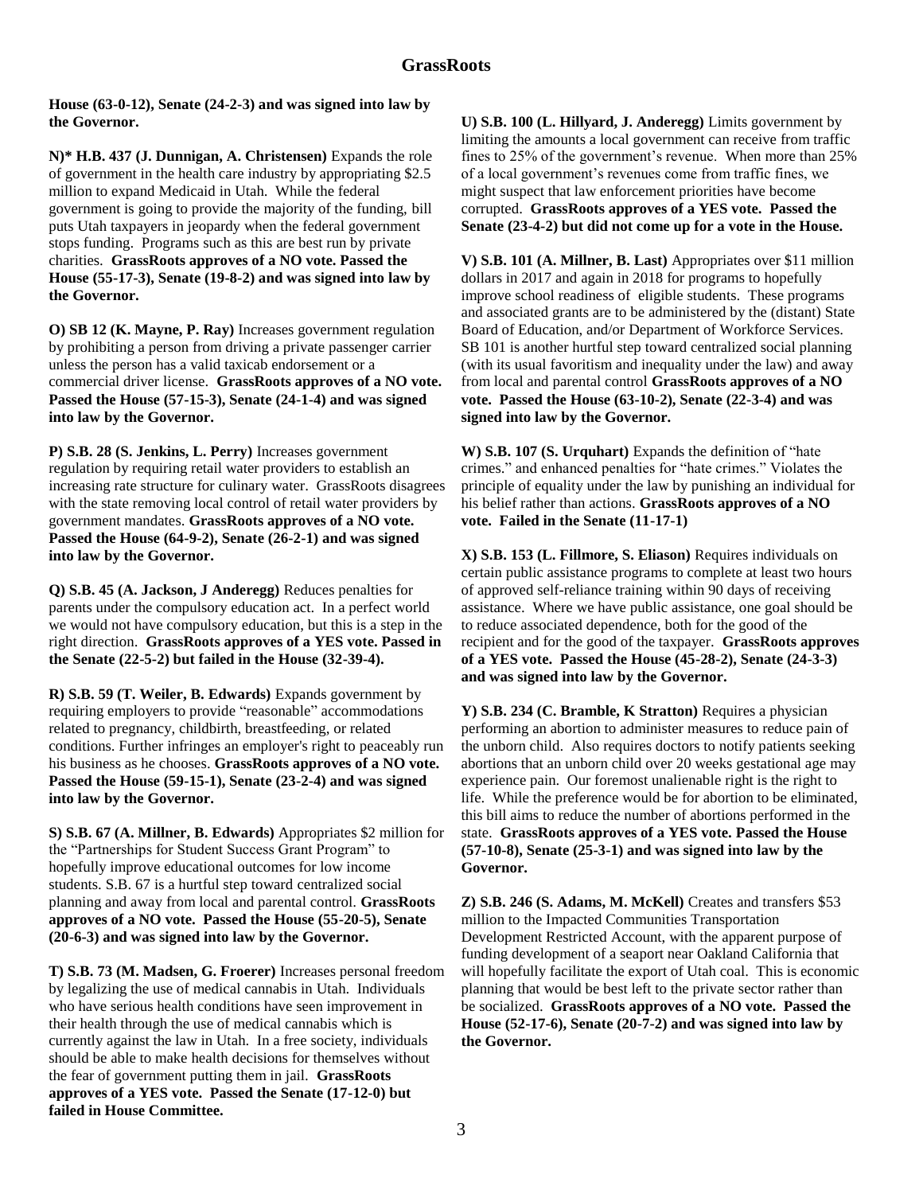**House (63-0-12), Senate (24-2-3) and was signed into law by the Governor.**

**N)* H.B. 437 (J. Dunnigan, A. Christensen)** Expands the role of government in the health care industry by appropriating $2.5 million to expand Medicaid in Utah. While the federal government is going to provide the majority of the funding, bill puts Utah taxpayers in jeopardy when the federal government stops funding. Programs such as this are best run by private charities. **GrassRoots approves of a NO vote. Passed the House (55-17-3), Senate (19-8-2) and was signed into law by the Governor.**

**O) SB 12 (K. Mayne, P. Ray)** Increases government regulation by prohibiting a person from driving a private passenger carrier unless the person has a valid taxicab endorsement or a commercial driver license. **GrassRoots approves of a NO vote. Passed the House (57-15-3), Senate (24-1-4) and was signed into law by the Governor.**

**P) S.B. 28 (S. Jenkins, L. Perry)** Increases government regulation by requiring retail water providers to establish an increasing rate structure for culinary water. GrassRoots disagrees with the state removing local control of retail water providers by government mandates. **GrassRoots approves of a NO vote. Passed the House (64-9-2), Senate (26-2-1) and was signed into law by the Governor.**

**Q) S.B. 45 (A. Jackson, J Anderegg)** Reduces penalties for parents under the compulsory education act. In a perfect world we would not have compulsory education, but this is a step in the right direction. **GrassRoots approves of a YES vote. Passed in the Senate (22-5-2) but failed in the House (32-39-4).**

**R) S.B. 59 (T. Weiler, B. Edwards)** Expands government by requiring employers to provide "reasonable" accommodations related to pregnancy, childbirth, breastfeeding, or related conditions. Further infringes an employer's right to peaceably run his business as he chooses. **GrassRoots approves of a NO vote. Passed the House (59-15-1), Senate (23-2-4) and was signed into law by the Governor.**

**S) S.B. 67 (A. Millner, B. Edwards)** Appropriates $2 million for the "Partnerships for Student Success Grant Program" to hopefully improve educational outcomes for low income students. S.B. 67 is a hurtful step toward centralized social planning and away from local and parental control. **GrassRoots approves of a NO vote. Passed the House (55-20-5), Senate (20-6-3) and was signed into law by the Governor.**

**T) S.B. 73 (M. Madsen, G. Froerer)** Increases personal freedom by legalizing the use of medical cannabis in Utah. Individuals who have serious health conditions have seen improvement in their health through the use of medical cannabis which is currently against the law in Utah. In a free society, individuals should be able to make health decisions for themselves without the fear of government putting them in jail. **GrassRoots approves of a YES vote. Passed the Senate (17-12-0) but failed in House Committee.**

**U) S.B. 100 (L. Hillyard, J. Anderegg)** Limits government by limiting the amounts a local government can receive from traffic fines to 25% of the government's revenue. When more than 25% of a local government's revenues come from traffic fines, we might suspect that law enforcement priorities have become corrupted. **GrassRoots approves of a YES vote. Passed the Senate (23-4-2) but did not come up for a vote in the House.**

**V) S.B. 101 (A. Millner, B. Last)** Appropriates over $11 million dollars in 2017 and again in 2018 for programs to hopefully improve school readiness of eligible students. These programs and associated grants are to be administered by the (distant) State Board of Education, and/or Department of Workforce Services. SB 101 is another hurtful step toward centralized social planning (with its usual favoritism and inequality under the law) and away from local and parental control **GrassRoots approves of a NO vote. Passed the House (63-10-2), Senate (22-3-4) and was signed into law by the Governor.**

**W) S.B. 107 (S. Urquhart)** Expands the definition of "hate crimes." and enhanced penalties for "hate crimes." Violates the principle of equality under the law by punishing an individual for his belief rather than actions. **GrassRoots approves of a NO vote. Failed in the Senate (11-17-1)**

**X) S.B. 153 (L. Fillmore, S. Eliason)** Requires individuals on certain public assistance programs to complete at least two hours of approved self-reliance training within 90 days of receiving assistance. Where we have public assistance, one goal should be to reduce associated dependence, both for the good of the recipient and for the good of the taxpayer. **GrassRoots approves of a YES vote. Passed the House (45-28-2), Senate (24-3-3) and was signed into law by the Governor.**

**Y) S.B. 234 (C. Bramble, K Stratton)** Requires a physician performing an abortion to administer measures to reduce pain of the unborn child. Also requires doctors to notify patients seeking abortions that an unborn child over 20 weeks gestational age may experience pain. Our foremost unalienable right is the right to life. While the preference would be for abortion to be eliminated, this bill aims to reduce the number of abortions performed in the state. **GrassRoots approves of a YES vote. Passed the House (57-10-8), Senate (25-3-1) and was signed into law by the Governor.**

**Z) S.B. 246 (S. Adams, M. McKell)** Creates and transfers $53 million to the Impacted Communities Transportation Development Restricted Account, with the apparent purpose of funding development of a seaport near Oakland California that will hopefully facilitate the export of Utah coal. This is economic planning that would be best left to the private sector rather than be socialized. **GrassRoots approves of a NO vote. Passed the House (52-17-6), Senate (20-7-2) and was signed into law by the Governor.**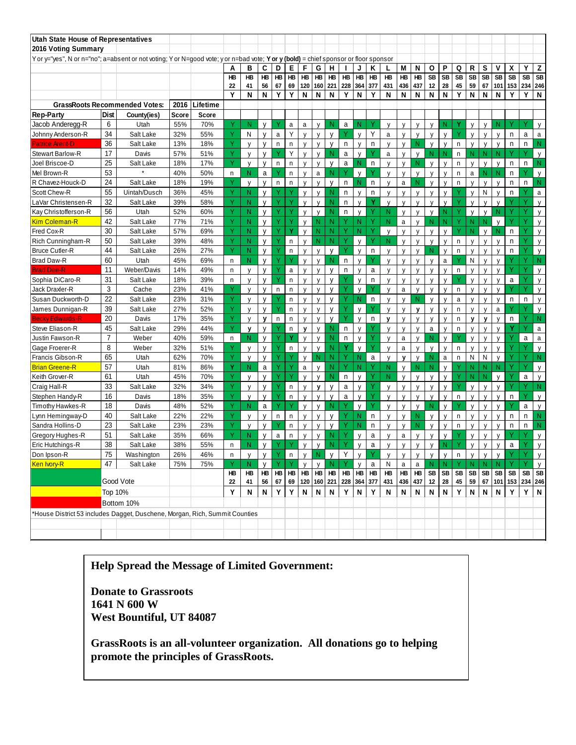**Utah State House of Representatives**

**2016 Voting Summary**

Y or y="yes", N or n="no"; a=absent or not voting; Y or N=good vote; y or n=bad vote; **Y or y (bold)** = chief sponsor or floor sponsor

| | | | | | A | B | C | D | E | F | G | H | I | J | K | L | M | N | O | P | Q | R | S | V | X | Y | Z |
|---|---|---|---|---|---|---|---|---|---|---|---|---|---|---|---|---|---|---|---|---|---|---|---|---|---|---|---|
| | | | | | HB 22 | HB 41 | HB 56 | HB 67 | HB 69 | HB 120 | HB 160 | HB 221 | HB 228 | HB 364 | HB 377 | HB 431 | HB 436 | HB 437 | SB 12 | SB 28 | SB 45 | SB 59 | SB 67 | SB 101 | SB 153 | SB 234 | SB 246 |
| | | | | | Y | N | N | Y | Y | N | N | N | Y | N | Y | N | N | N | N | N | Y | N | N | N | Y | Y | N |
| **GrassRoots Recommended Votes:** | | | **2016 Score** | **Lifetime Score** | | | | | | | | | | | | | | | | | | | | | | | |
| **Rep-Party** | **Dist** | **County(ies)** | | | | | | | | | | | | | | | | | | | | | | | | | |
| Jacob Anderegg-R | 6 | Utah | 55% | 70% | Y | N | y | Y | a | a | y | N | a | N | Y | y | y | y | y | N | **Y** | y | y | N | Y | Y | y |
| Johnny Anderson-R | 34 | Salt Lake | 32% | 55% | Y | N | y | a | Y | y | y | y | Y | y | Y | a | y | y | y | y | Y | y | y | y | n | a | a |
| Patrice Arent-D | 36 | Salt Lake | 13% | 18% | Y | y | y | n | n | y | y | y | n | y | n | y | y | N | y | y | n | y | y | y | n | n | N |
| Stewart Barlow-R | 17 | Davis | 57% | 51% | Y | y | y | Y | Y | y | y | N | a | y | Y | a | y | y | N | N | n | N | N | N | Y | Y | y |
| Joel Briscoe-D | 25 | Salt Lake | 18% | 17% | Y | y | y | n | n | y | y | y | a | N | n | y | y | N | y | y | n | y | y | y | n | n | N |
| Mel Brown-R | 53 | * | 40% | 50% | n | N | a | Y | n | y | a | N | Y | y | Y | y | y | y | y | y | n | a | N | N | n | Y | y |
| R Chavez-Houck-D | 24 | Salt Lake | 18% | 19% | Y | y | y | n | n | y | y | y | n | N | n | y | a | N | y | y | n | y | y | y | n | n | N |
| Scott Chew-R | 55 | Uintah/Dusch | 36% | 45% | Y | N | y | Y | Y | y | y | N | n | y | n | y | y | y | y | y | Y | y | N | y | n | Y | a |
| LaVar Christensen-R | 32 | Salt Lake | 39% | 58% | Y | N | y | Y | Y | y | y | N | n | y | **Y** | y | y | y | y | y | Y | y | y | y | Y | Y | y |
| Kay Christofferson-R | 56 | Utah | 52% | 60% | Y | N | y | Y | Y | y | y | N | n | y | Y | N | y | y | y | N | Y | y | y | N | Y | Y | y |
| Kim Coleman-R | 42 | Salt Lake | 77% | 71% | Y | N | y | Y | Y | y | N | N | Y | N | Y | N | a | y | N | N | Y | N | N | y | Y | Y | y |
| Fred Cox-R | 30 | Salt Lake | 57% | 69% | Y | N | y | Y | **Y** | y | N | N | Y | N | Y | y | y | y | y | y | Y | N | y | N | n | Y | y |
| Rich Cunningham-R | 50 | Salt Lake | 39% | 48% | Y | N | y | Y | n | y | N | N | Y | y | Y | N | y | y | y | y | n | y | y | y | n | Y | y |
| Bruce Cutler-R | 44 | Salt Lake | 26% | 27% | Y | N | y | Y | n | y | y | y | Y | y | n | y | y | y | N | y | n | y | y | y | n | Y | y |
| Brad Daw-R | 60 | Utah | 45% | 69% | n | N | y | Y | Y | y | y | N | n | y | Y | y | y | y | y | a | Y | N | y | y | Y | Y | N |
| Brad Dee-R | 11 | Weber/Davis | 14% | 49% | n | y | y | Y | a | y | y | y | n | y | a | y | y | y | y | y | n | y | y | y | Y | Y | y |
| Sophia DiCaro-R | 31 | Salt Lake | 18% | 39% | n | y | y | Y | n | y | y | y | Y | y | n | y | y | y | y | y | Y | y | y | y | a | Y | y |
| Jack Draxler-R | 3 | Cache | 23% | 41% | Y | y | y | n | n | y | y | y | Y | y | Y | y | a | y | y | y | n | y | y | y | Y | Y | y |
| Susan Duckworth-D | 22 | Salt Lake | 23% | 31% | Y | y | y | Y | n | y | y | y | Y | N | n | y | y | N | y | y | a | y | y | y | n | n | y |
| James Dunnigan-R | 39 | Salt Lake | 27% | 52% | Y | y | y | Y | n | y | y | y | Y | y | Y | y | y | **y** | y | y | n | y | y | a | Y | Y | y |
| Becky Edwards-R | 20 | Davis | 17% | 35% | Y | y | **y** | n | n | y | y | y | Y | y | n | **y** | y | y | y | y | n | **y** | **y** | y | n | Y | N |
| Steve Eliason-R | 45 | Salt Lake | 29% | 44% | Y | **y** | y | Y | n | **y** | y | N | n | y | Y | y | y | y | a | y | n | y | y | y | **Y** | Y | a |
| Justin Fawson-R | 7 | Weber | 40% | 59% | n | N | y | Y | **Y** | y | y | N | n | y | Y | y | a | y | N | y | Y | y | y | y | Y | a | a |
| Gage Froerer-R | 8 | Weber | 32% | 51% | Y | y | y | Y | n | y | y | N | **Y** | y | Y | y | a | y | y | y | n | y | y | y | Y | Y | y |
| Francis Gibson-R | 65 | Utah | 62% | 70% | Y | y | y | Y | Y | y | N | N | Y | N | a | y | **y** | y | N | a | n | N | N | y | Y | Y | N |
| Brian Greene-R | 57 | Utah | 81% | 86% | **Y** | N | a | Y | Y | a | y | N | Y | N | Y | N | y | N | N | y | Y | N | N | N | Y | Y | y |
| Keith Grover-R | 61 | Utah | 45% | 70% | Y | y | y | Y | Y | y | y | N | n | y | Y | N | y | y | y | y | Y | N | N | y | Y | a | y |
| Craig Hall-R | 33 | Salt Lake | 32% | 34% | Y | y | y | Y | n | y | **y** | y | a | y | Y | y | y | y | y | y | Y | y | y | y | Y | Y | N |
| Stephen Handy-R | 16 | Davis | 18% | 35% | Y | y | y | Y | n | y | y | y | a | y | Y | y | y | y | y | y | n | y | y | y | n | Y | y |
| Timothy Hawkes-R | 18 | Davis | 48% | 52% | Y | N | a | Y | Y | y | y | N | Y | y | Y | y | y | y | N | y | Y | y | y | y | Y | a | y |
| Lynn Hemingway-D | 40 | Salt Lake | 22% | 22% | Y | y | y | n | n | y | y | y | Y | N | n | y | y | N | y | y | n | y | y | y | n | n | N |
| Sandra Hollins-D | 23 | Salt Lake | 23% | 23% | Y | y | y | Y | n | y | y | y | Y | N | n | y | y | N | y | y | n | y | y | y | n | n | N |
| Gregory Hughes-R | 51 | Salt Lake | 35% | 66% | Y | N | y | a | n | y | y | N | Y | y | a | y | a | y | y | y | Y | y | y | y | Y | Y | y |
| Eric Hutchings-R | 38 | Salt Lake | 38% | 55% | n | N | y | Y | Y | y | y | N | Y | y | a | y | y | y | y | N | Y | y | y | y | a | Y | y |
| Don Ipson-R | 75 | Washington | 26% | 46% | n | y | y | Y | n | y | N | y | Y | y | Y | y | y | y | y | y | n | y | y | y | Y | Y | y |
| Ken Ivory-R | 47 | Salt Lake | 75% | 75% | Y | N | y | Y | Y | y | y | N | Y | y | a | N | a | a | N | N | Y | N | N | N | Y | Y | y |
| | | | | | HB 22 | HB 41 | HB 56 | HB 67 | HB 69 | HB 120 | HB 160 | HB 221 | HB 228 | HB 364 | HB 377 | HB 431 | HB 436 | HB 437 | SB 12 | SB 28 | SB 45 | SB 59 | SB 67 | SB 101 | SB 153 | SB 234 | SB 246 |
| Good Vote | | | | | Y | N | N | Y | Y | N | N | N | Y | N | Y | N | N | N | N | N | Y | N | N | N | Y | Y | N |
| Top 10% | | | | | | | | | | | | | | | | | | | | | | | | | | | |
| Bottom 10% | | | | | | | | | | | | | | | | | | | | | | | | | | | |

*House District 53 includes Dagget, Duschene, Morgan, Rich, Summit Counties

**Help Spread the Message of Limited Government:**

**Donate to Grassroots**
**1641 N 600 W**
**West Bountiful, UT 84087**

**GrassRoots is an all-volunteer organization. All donations go to helping promote the principles of GrassRoots.**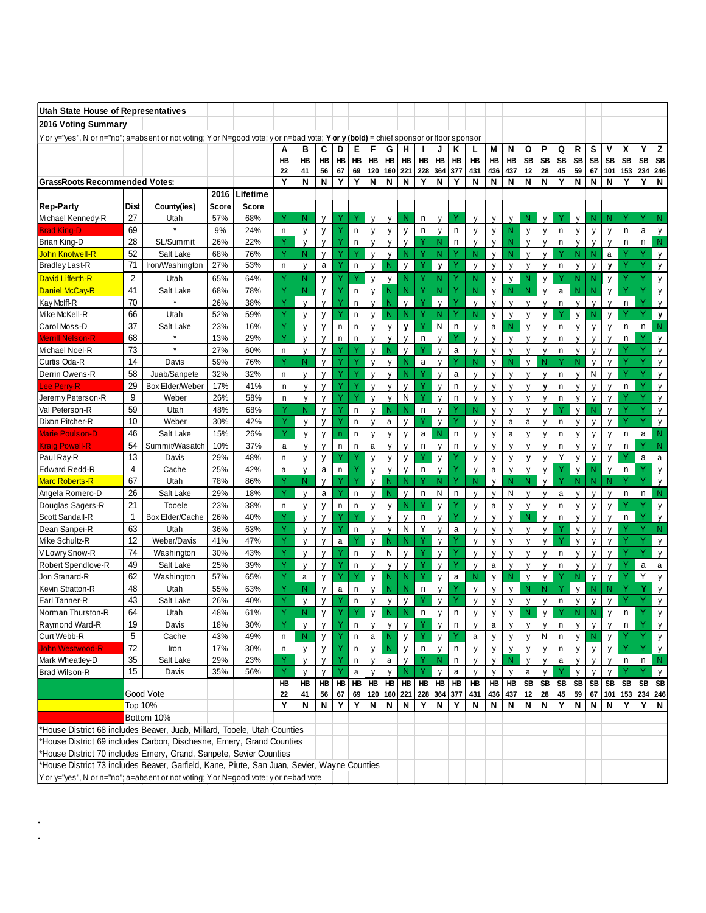**Utah State House of Representatives**

**2016 Voting Summary**

Y or y="yes", N or n="no"; a=absent or not voting; Y or N=good vote; y or n=bad vote; **Y or y (bold)** = chief sponsor or floor sponsor

| | | | | A | B | C | D | E | F | G | H | I | J | K | L | M | N | O | P | Q | R | S | V | X | Y | Z |
|---|---|---|---|---|---|---|---|---|---|---|---|---|---|---|---|---|---|---|---|---|---|---|---|---|---|---|
| | | | | HB 22 | HB 41 | HB 56 | HB 67 | HB 69 | HB 120 | HB 160 | HB 221 | HB 228 | HB 364 | HB 377 | HB 431 | HB 436 | HB 437 | SB 12 | SB 28 | SB 45 | SB 59 | SB 67 | SB 101 | SB 153 | SB 234 | SB 246 |
| **GrassRoots Recommended Votes:** | | | | Y | N | N | Y | Y | N | N | N | Y | N | Y | N | N | N | N | N | Y | N | N | N | Y | Y | N |
| | | **2016** | **Lifetime** | | | | | | | | | | | | | | | | | | | | | | | |
| **Rep-Party** | **Dist** | **County(ies) Score** | **Score** | | | | | | | | | | | | | | | | | | | | | | | |
| Michael Kennedy-R | 27 | Utah 57% | 68% | Y | N | y | Y | Y | y | y | N | n | y | Y | y | y | y | N | y | Y | y | N | N | Y | Y | N |
| Brad King-D | 69 | * 9% | 24% | n | y | y | Y | n | y | y | y | n | y | n | y | y | N | y | y | n | y | y | y | n | a | y |
| Brian King-D | 28 | SL/Summit 26% | 22% | Y | y | y | Y | n | y | y | y | Y | N | n | y | y | N | y | y | n | y | y | y | n | n | N |
| John Knotwell-R | 52 | Salt Lake 68% | 76% | Y | N | y | Y | Y | y | y | N | Y | N | Y | N | y | N | y | y | Y | N | N | a | Y | Y | y |
| Bradley Last-R | 71 | Iron/Washington 27% | 53% | n | y | a | Y | n | y | N | y | Y | **y** | Y | y | y | y | y | y | n | y | y | **y** | Y | Y | y |
| David Lifferth-R | 2 | Utah 65% | 64% | Y | N | y | Y | Y | y | y | N | Y | N | Y | N | y | y | N | y | Y | N | N | y | Y | Y | y |
| Daniel McCay-R | 41 | Salt Lake 68% | 78% | Y | N | y | Y | n | y | N | N | Y | N | Y | N | y | N | N | y | a | N | N | y | Y | Y | y |
| Kay McIff-R | 70 | * 26% | 38% | Y | y | y | Y | n | y | N | y | Y | y | Y | y | y | y | y | y | n | y | y | y | n | Y | y |
| Mike McKell-R | 66 | Utah 52% | 59% | Y | y | y | Y | n | y | N | N | Y | N | Y | N | y | y | y | y | Y | y | N | y | Y | Y | **y** |
| Carol Moss-D | 37 | Salt Lake 23% | 16% | Y | y | y | n | n | y | y | **y** | Y | N | n | y | a | N | y | y | n | y | y | y | n | n | N |
| Merrill Nelson-R | 68 | * 13% | 29% | Y | y | y | n | n | y | y | y | n | y | Y | y | y | y | y | y | n | y | y | y | n | Y | y |
| Michael Noel-R | 73 | * 27% | 60% | n | y | y | Y | Y | y | N | y | Y | y | a | y | y | y | y | y | n | y | y | y | Y | Y | y |
| Curtis Oda-R | 14 | Davis 59% | 76% | Y | N | y | Y | Y | y | y | N | a | y | Y | N | y | N | y | N | Y | N | y | y | Y | Y | y |
| Derrin Owens-R | 58 | Juab/Sanpete 32% | 32% | n | y | y | Y | Y | y | y | N | Y | y | a | y | y | y | y | y | n | y | N | y | Y | Y | y |
| Lee Perry-R | 29 | Box Elder/Weber 17% | 41% | n | y | y | Y | Y | y | y | y | Y | y | n | y | y | y | y | **y** | n | y | y | y | n | Y | y |
| Jeremy Peterson-R | 9 | Weber 26% | 58% | n | y | y | Y | Y | y | y | N | Y | y | n | y | y | y | y | y | n | y | y | y | Y | Y | y |
| Val Peterson-R | 59 | Utah 48% | 68% | Y | N | y | Y | n | y | N | N | Y | y | Y | N | y | y | y | y | Y | y | N | y | Y | Y | y |
| Dixon Pitcher-R | 10 | Weber 30% | 42% | Y | y | y | Y | n | y | a | y | Y | y | Y | y | y | a | a | y | n | y | y | y | Y | Y | y |
| Marie Poulson-D | 46 | Salt Lake 15% | 26% | Y | y | y | n | n | y | y | y | a | N | n | y | y | a | y | y | n | y | y | y | n | a | N |
| Kraig Powell-R | 54 | Summit/Wasatch 10% | 37% | a | y | y | n | n | a | y | y | n | y | n | y | y | y | y | y | n | y | y | y | n | Y | N |
| Paul Ray-R | 13 | Davis 29% | 48% | n | y | y | Y | Y | y | y | y | Y | y | Y | y | y | y | **y** | y | Y | y | y | y | Y | a | a |
| Edward Redd-R | 4 | Cache 25% | 42% | a | y | a | n | Y | y | y | y | n | y | Y | y | a | y | y | y | Y | y | N | y | n | Y | y |
| Marc Roberts-R | 67 | Utah 78% | 86% | Y | N | y | Y | Y | y | N | N | Y | N | Y | N | y | N | N | y | Y | N | N | N | Y | Y | y |
| Angela Romero-D | 26 | Salt Lake 29% | 18% | Y | y | a | Y | n | y | N | y | n | N | n | y | y | N | y | y | a | y | y | y | n | n | N |
| Douglas Sagers-R | 21 | Tooele 23% | 38% | n | y | y | n | n | y | y | N | Y | y | Y | y | a | y | y | y | n | y | y | y | Y | Y | y |
| Scott Sandall-R | 1 | Box Elder/Cache 26% | 40% | Y | y | y | Y | Y | y | y | y | n | y | Y | y | y | y | N | y | n | y | y | y | n | Y | y |
| Dean Sanpei-R | 63 | Utah 36% | 63% | Y | y | y | Y | n | y | y | N | Y | y | a | y | y | y | y | y | Y | y | y | y | Y | Y | N |
| Mike Schultz-R | 12 | Weber/Davis 41% | 47% | Y | y | y | a | Y | y | N | N | Y | y | Y | y | y | y | y | y | Y | y | y | y | Y | Y | y |
| V Lowry Snow-R | 74 | Washington 30% | 43% | Y | y | y | Y | n | y | N | y | Y | y | Y | y | y | y | y | y | n | y | y | y | Y | Y | y |
| Robert Spendlove-R | 49 | Salt Lake 25% | 39% | Y | y | y | Y | n | y | y | y | Y | y | Y | y | a | y | y | y | n | y | y | y | Y | a | a |
| Jon Stanard-R | 62 | Washington 57% | 65% | Y | a | y | Y | Y | y | N | N | Y | y | a | N | y | N | y | y | Y | N | y | y | Y | Y | y |
| Kevin Stratton-R | 48 | Utah 55% | 63% | Y | N | y | a | n | y | N | N | n | y | Y | y | y | y | N | N | Y | y | N | N | Y | **Y** | y |
| Earl Tanner-R | 43 | Salt Lake 26% | 40% | Y | y | y | Y | n | y | y | y | Y | y | Y | y | y | y | y | y | n | y | y | y | Y | Y | y |
| Norman Thurston-R | 64 | Utah 48% | 61% | Y | N | y | **Y** | Y | y | N | N | n | y | n | y | y | y | N | y | Y | N | N | y | n | Y | y |
| Raymond Ward-R | 19 | Davis 18% | 30% | Y | y | y | Y | n | y | y | y | Y | y | n | y | a | y | y | y | n | y | y | y | n | Y | y |
| Curt Webb-R | 5 | Cache 43% | 49% | n | N | y | Y | n | a | N | y | Y | y | Y | a | y | y | y | N | n | y | N | y | Y | Y | y |
| John Westwood-R | 72 | Iron 17% | 30% | n | y | y | Y | n | y | N | y | n | y | n | y | y | y | y | y | n | y | y | y | Y | Y | y |
| Mark Wheatley-D | 35 | Salt Lake 29% | 23% | Y | y | y | Y | n | y | a | y | Y | N | n | y | y | N | y | y | a | y | y | y | n | n | N |
| Brad Wilson-R | 15 | Davis 35% | 56% | Y | y | y | Y | a | y | y | N | Y | y | a | y | y | y | a | y | Y | y | y | y | Y | Y | y |
| | | | | HB 22 | HB 41 | HB 56 | HB 67 | HB 69 | HB 120 | HB 160 | HB 221 | HB 228 | HB 364 | HB 377 | HB 431 | HB 436 | HB 437 | SB 12 | SB 28 | SB 45 | SB 59 | SB 67 | SB 101 | SB 153 | SB 234 | SB 246 |
| | Good Vote | | | Y | N | N | Y | Y | N | N | N | Y | N | Y | N | N | N | N | N | Y | N | N | N | Y | Y | N |

Legend: Good Vote (green); Top 10% (yellow); Bottom 10% (red)

*House District 68 includes Beaver, Juab, Millard, Tooele, Utah Counties

*House District 69 includes Carbon, Dischesne, Emery, Grand Counties

*House District 70 includes Emery, Grand, Sanpete, Sevier Counties

*House District 73 includes Beaver, Garfield, Kane, Piute, San Juan, Sevier, Wayne Counties

Y or y="yes", N or n="no"; a=absent or not voting; Y or N=good vote; y or n=bad vote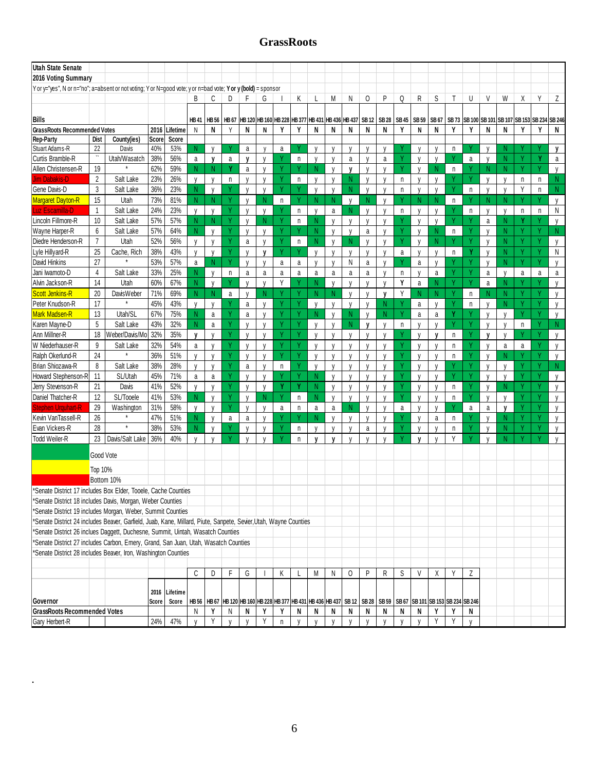# GrassRoots

| Utah State Senate | | | | | | | | | | | | | | | | | | | | | | | | | | | |
|---|---|---|---|---|---|---|---|---|---|---|---|---|---|---|---|---|---|---|---|---|---|---|---|---|---|---|---|
| 2016 Voting Summary | | | | | | | | | | | | | | | | | | | | | | | | | | | |
| Y or y="yes", N or n="no"; a=absent or not voting; Y or N=good vote; y or n=bad vote; **Y or y (bold)** = sponsor | | | | | | | | | | | | | | | | | | | | | | | | | | | |
| | | | | | B | C | D | F | G | I | K | L | M | N | O | P | Q | R | S | T | U | V | W | X | Y | Z |
| Bills | | | | | HB 41 | HB 56 | HB 67 | HB 120 | HB 160 | HB 228 | HB 377 | HB 431 | HB 436 | HB 437 | SB 12 | SB 28 | SB 45 | SB 59 | SB 67 | SB 73 | SB 100 | SB 101 | SB 107 | SB 153 | SB 234 | SB 246 |
| GrassRoots Recommended Votes | | | 2016 | Lifetime | N | N | Y | N | N | Y | Y | N | N | N | N | N | Y | N | N | Y | Y | N | N | Y | Y | N |
| Rep-Party | Dist | County(ies) | Score | Score | | | | | | | | | | | | | | | | | | | | | | |
| Stuart Adams-R | 22 | Davis | 40% | 53% | N | y | Y | a | y | a | Y | y | y | y | y | y | Y | y | y | n | Y | y | N | Y | Y | **y** |
| Curtis Bramble-R | `` | Utah/Wasatch | 38% | 56% | a | **y** | a | **y** | y | Y | n | y | y | a | y | a | Y | y | y | Y | a | y | N | Y | **Y** | a |
| Allen Christensen-R | 19 | * | 62% | 59% | N | N | **Y** | a | y | Y | Y | N | y | **y** | y | y | Y | y | N | n | Y | N | N | Y | Y | y |
| Jim Dabakis-D | 2 | Salt Lake | 23% | 26% | y | y | n | y | y | Y | n | y | y | N | y | y | n | y | y | Y | Y | y | y | n | n | N |
| Gene Davis-D | 3 | Salt Lake | 36% | 23% | N | y | Y | y | y | Y | Y | y | y | N | y | y | n | y | y | Y | n | y | y | Y | n | N |
| Margaret Dayton-R | 15 | Utah | 73% | 81% | N | N | Y | y | N | n | Y | N | N | y | N | y | Y | N | N | n | Y | N | N | Y | Y | y |
| Luz Escamilla-D | 1 | Salt Lake | 24% | 23% | y | y | Y | y | y | Y | n | y | a | N | y | y | n | y | y | Y | n | y | y | n | n | N |
| Lincoln Fillmore-R | 10 | Salt Lake | 57% | 57% | N | N | Y | y | N | Y | n | N | y | y | y | y | Y | y | y | Y | Y | a | N | **Y** | Y | y |
| Wayne Harper-R | 6 | Salt Lake | 57% | 64% | N | y | Y | y | y | Y | Y | N | y | y | a | y | Y | y | N | n | Y | y | N | Y | Y | N |
| Diedre Henderson-R | 7 | Utah | 52% | 56% | y | y | Y | a | y | Y | n | N | y | N | y | y | Y | y | N | Y | Y | y | N | Y | Y | y |
| Lyle Hillyard-R | 25 | Cache, Rich | 38% | 43% | y | y | Y | y | **y** | Y | Y | y | y | y | y | y | a | y | y | n | **Y** | y | N | Y | Y | N |
| David Hinkins | 27 | * | 53% | 57% | a | N | Y | y | y | a | a | y | y | N | a | y | Y | a | y | Y | Y | y | N | Y | Y | y |
| Jani Iwamoto-D | 4 | Salt Lake | 33% | 25% | N | y | n | a | a | a | a | a | a | a | a | y | n | y | a | Y | Y | a | y | a | a | a |
| Alvin Jackson-R | 14 | Utah | 60% | 67% | N | y | Y | y | y | Y | Y | N | y | y | y | y | **Y** | a | N | Y | Y | a | N | Y | Y | y |
| Scott Jenkins-R | 20 | DavisWeber | 71% | 69% | N | N | a | y | N | Y | Y | N | N | y | y | **y** | Y | N | N | Y | n | N | N | Y | Y | y |
| Peter Knudson-R | 17 | * | 45% | 43% | y | y | Y | a | y | Y | Y | y | y | y | y | N | Y | a | y | Y | n | y | N | Y | Y | y |
| Mark Madsen-R | 13 | Utah/SL | 67% | 75% | N | a | Y | a | y | Y | Y | N | y | N | y | N | Y | a | a | **Y** | Y | y | y | Y | Y | y |
| Karen Mayne-D | 5 | Salt Lake | 43% | 32% | N | a | Y | y | y | Y | Y | y | y | N | **y** | y | n | y | y | Y | Y | y | y | n | Y | N |
| Ann Millner-R | 18 | Weber/Davis/Mo | 32% | 35% | **y** | y | Y | y | y | Y | Y | y | y | y | y | y | Y | y | **y** | n | Y | **y** | y | Y | Y | y |
| W Niederhauser-R | 9 | Salt Lake | 32% | 54% | a | y | Y | y | y | Y | Y | y | y | y | y | y | Y | y | y | n | Y | y | a | a | Y | y |
| Ralph Okerlund-R | 24 | * | 36% | 51% | y | y | Y | y | y | Y | Y | y | y | y | y | y | Y | y | y | n | Y | y | N | Y | Y | y |
| Brian Shiozawa-R | 8 | Salt Lake | 38% | 28% | y | y | Y | a | y | n | Y | y | y | y | y | y | Y | y | y | Y | Y | y | y | Y | Y | N |
| Howard Stephenson-R | 11 | SL/Utah | 45% | 71% | a | a | Y | y | y | Y | Y | N | y | y | y | y | Y | y | y | Y | Y | y | y | Y | Y | y |
| Jerry Stevenson-R | 21 | Davis | 41% | 52% | y | y | Y | y | y | **Y** | **Y** | N | y | y | y | y | Y | y | y | n | Y | y | N | Y | Y | y |
| Daniel Thatcher-R | 12 | SL/Tooele | 41% | 53% | N | y | Y | y | N | Y | n | N | y | y | y | y | Y | y | y | n | Y | y | y | Y | Y | y |
| Stephen Urquhart-R | 29 | Washington | 31% | 58% | y | y | Y | y | y | a | n | a | a | N | y | y | a | y | y | Y | a | a | **y** | Y | Y | y |
| Kevin VanTassell-R | 26 | * | 47% | 51% | N | y | a | a | y | Y | Y | N | y | y | y | y | Y | y | a | n | Y | y | N | Y | Y | y |
| Evan Vickers-R | 28 | * | 38% | 53% | N | y | Y | y | y | Y | n | y | y | y | a | y | Y | y | y | n | Y | y | N | Y | Y | y |
| Todd Weiler-R | 23 | Davis/Salt Lake | 36% | 40% | y | y | Y | y | y | Y | n | **y** | **y** | y | y | y | Y | **y** | y | Y | Y | y | N | Y | Y | y |

Good Vote (green)

Top 10% (yellow)

Bottom 10% (red)

*Senate District 17 includes Box Elder, Tooele, Cache Counties

*Senate District 18 includes Davis, Morgan, Weber Counties

*Senate District 19 includes Morgan, Weber, Summit Counties

*Senate District 24 includes Beaver, Garfield, Juab, Kane, Millard, Piute, Sanpete, Sevier,Utah, Wayne Counties

*Senate District 26 inclues Daggett, Duchesne, Summit, Uintah, Wasatch Counties

*Senate District 27 includes Carbon, Emery, Grand, San Juan, Utah, Wasatch Counties

*Senate District 28 includes Beaver, Iron, Washington Counties

| | | | C | D | F | G | I | K | L | M | N | O | P | R | S | V | X | Y | Z |
|---|---|---|---|---|---|---|---|---|---|---|---|---|---|---|---|---|---|---|---|
| Governor | 2016 Score | Lifetime Score | HB 56 | HB 67 | HB 120 | HB 160 | HB 228 | HB 377 | HB 431 | HB 436 | HB 437 | SB 12 | SB 28 | SB 59 | SB 67 | SB 101 | SB 153 | SB 234 | SB 246 |
| GrassRoots Recommended Votes | | | N | Y | N | N | Y | Y | N | N | N | N | N | N | N | N | Y | Y | N |
| Gary Herbert-R | 24% | 47% | y | Y | y | y | Y | n | y | y | y | y | y | y | y | y | Y | Y | y |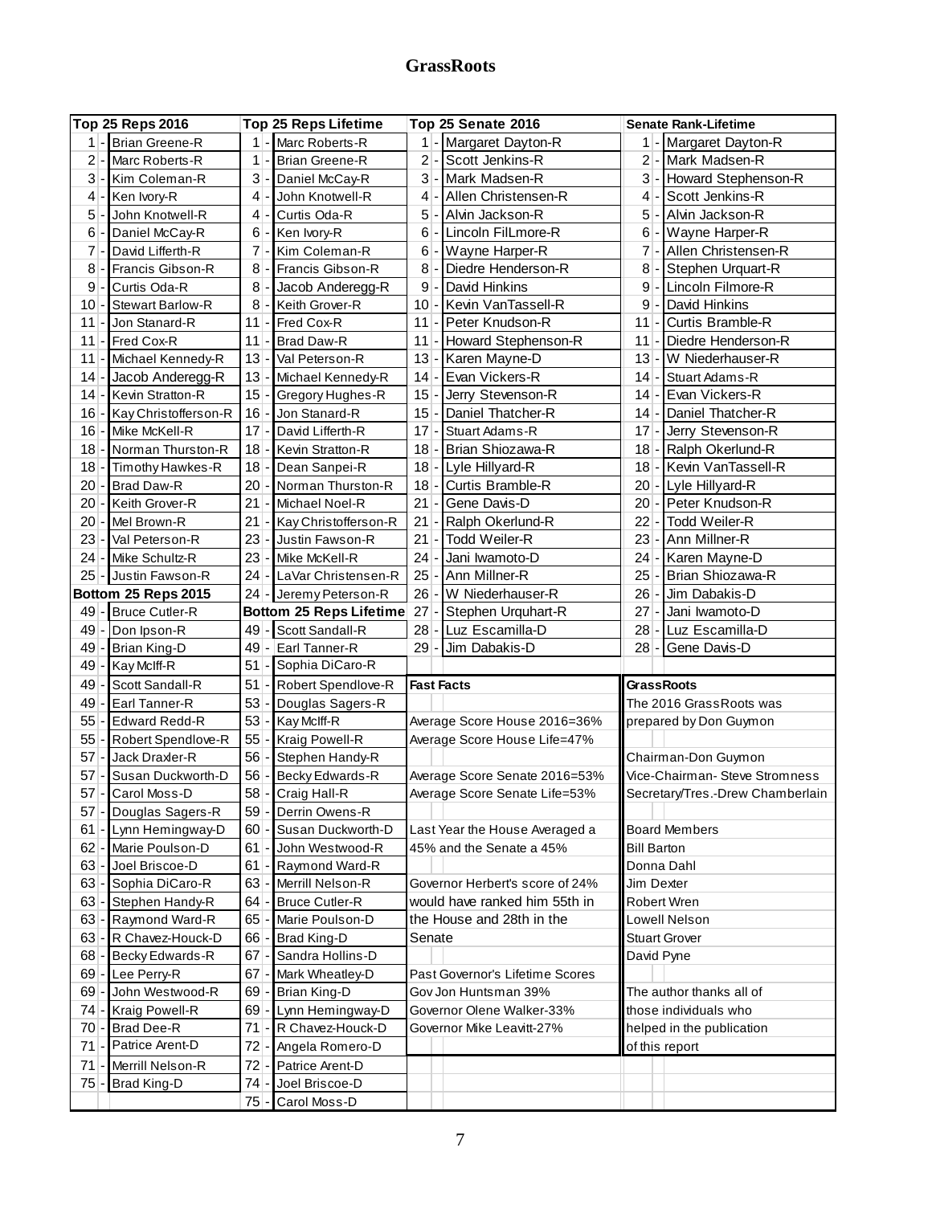## GrassRoots

| Top 25 Reps 2016 | | Top 25 Reps Lifetime | | Top 25 Senate 2016 | | Senate Rank-Lifetime | |
|---|---|---|---|---|---|---|---|
| 1 - | Brian Greene-R | 1 - | Marc Roberts-R | 1 - | Margaret Dayton-R | 1 - | Margaret Dayton-R |
| 2 - | Marc Roberts-R | 1 - | Brian Greene-R | 2 - | Scott Jenkins-R | 2 - | Mark Madsen-R |
| 3 - | Kim Coleman-R | 3 - | Daniel McCay-R | 3 - | Mark Madsen-R | 3 - | Howard Stephenson-R |
| 4 - | Ken Ivory-R | 4 - | John Knotwell-R | 4 - | Allen Christensen-R | 4 - | Scott Jenkins-R |
| 5 - | John Knotwell-R | 4 - | Curtis Oda-R | 5 - | Alvin Jackson-R | 5 - | Alvin Jackson-R |
| 6 - | Daniel McCay-R | 6 - | Ken Ivory-R | 6 - | Lincoln FilLmore-R | 6 - | Wayne Harper-R |
| 7 - | David Lifferth-R | 7 - | Kim Coleman-R | 6 - | Wayne Harper-R | 7 - | Allen Christensen-R |
| 8 - | Francis Gibson-R | 8 - | Francis Gibson-R | 8 - | Diedre Henderson-R | 8 - | Stephen Urquart-R |
| 9 - | Curtis Oda-R | 8 - | Jacob Anderegg-R | 9 - | David Hinkins | 9 - | Lincoln Filmore-R |
| 10 - | Stewart Barlow-R | 8 - | Keith Grover-R | 10 - | Kevin VanTassell-R | 9 - | David Hinkins |
| 11 - | Jon Stanard-R | 11 - | Fred Cox-R | 11 - | Peter Knudson-R | 11 - | Curtis Bramble-R |
| 11 - | Fred Cox-R | 11 - | Brad Daw-R | 11 - | Howard Stephenson-R | 11 - | Diedre Henderson-R |
| 11 - | Michael Kennedy-R | 13 - | Val Peterson-R | 13 - | Karen Mayne-D | 13 - | W Niederhauser-R |
| 14 - | Jacob Anderegg-R | 13 - | Michael Kennedy-R | 14 - | Evan Vickers-R | 14 - | Stuart Adams-R |
| 14 - | Kevin Stratton-R | 15 - | Gregory Hughes-R | 15 - | Jerry Stevenson-R | 14 - | Evan Vickers-R |
| 16 - | Kay Christofferson-R | 16 - | Jon Stanard-R | 15 - | Daniel Thatcher-R | 14 - | Daniel Thatcher-R |
| 16 - | Mike McKell-R | 17 - | David Lifferth-R | 17 - | Stuart Adams-R | 17 - | Jerry Stevenson-R |
| 18 - | Norman Thurston-R | 18 - | Kevin Stratton-R | 18 - | Brian Shiozawa-R | 18 - | Ralph Okerlund-R |
| 18 - | Timothy Hawkes-R | 18 - | Dean Sanpei-R | 18 - | Lyle Hillyard-R | 18 - | Kevin VanTassell-R |
| 20 - | Brad Daw-R | 20 - | Norman Thurston-R | 18 - | Curtis Bramble-R | 20 - | Lyle Hillyard-R |
| 20 - | Keith Grover-R | 21 - | Michael Noel-R | 21 - | Gene Davis-D | 20 - | Peter Knudson-R |
| 20 - | Mel Brown-R | 21 - | Kay Christofferson-R | 21 - | Ralph Okerlund-R | 22 - | Todd Weiler-R |
| 23 - | Val Peterson-R | 23 - | Justin Fawson-R | 21 - | Todd Weiler-R | 23 - | Ann Millner-R |
| 24 - | Mike Schultz-R | 23 - | Mike McKell-R | 24 - | Jani Iwamoto-D | 24 - | Karen Mayne-D |
| 25 - | Justin Fawson-R | 24 - | LaVar Christensen-R | 25 - | Ann Millner-R | 25 - | Brian Shiozawa-R |
| **Bottom 25 Reps 2015** | | 24 - | Jeremy Peterson-R | 26 - | W Niederhauser-R | 26 - | Jim Dabakis-D |
| 49 - | Bruce Cutler-R | **Bottom 25 Reps Lifetime** | | 27 - | Stephen Urquhart-R | 27 - | Jani Iwamoto-D |
| 49 - | Don Ipson-R | 49 - | Scott Sandall-R | 28 - | Luz Escamilla-D | 28 - | Luz Escamilla-D |
| 49 - | Brian King-D | 49 - | Earl Tanner-R | 29 - | Jim Dabakis-D | 28 - | Gene Davis-D |
| 49 - | Kay McIff-R | 51 - | Sophia DiCaro-R | | | | |
| 49 - | Scott Sandall-R | 51 - | Robert Spendlove-R | **Fast Facts** | | **GrassRoots** | |
| 49 - | Earl Tanner-R | 53 - | Douglas Sagers-R | | | The 2016 GrassRoots was | |
| 55 - | Edward Redd-R | 53 - | Kay McIff-R | Average Score House 2016=36% | | prepared by Don Guymon | |
| 55 - | Robert Spendlove-R | 55 - | Kraig Powell-R | Average Score House Life=47% | | | |
| 57 - | Jack Draxler-R | 56 - | Stephen Handy-R | | | Chairman-Don Guymon | |
| 57 - | Susan Duckworth-D | 56 - | Becky Edwards-R | Average Score Senate 2016=53% | | Vice-Chairman- Steve Stromness | |
| 57 - | Carol Moss-D | 58 - | Craig Hall-R | Average Score Senate Life=53% | | Secretary/Tres.-Drew Chamberlain | |
| 57 - | Douglas Sagers-R | 59 - | Derrin Owens-R | | | | |
| 61 - | Lynn Hemingway-D | 60 - | Susan Duckworth-D | Last Year the House Averaged a | | Board Members | |
| 62 - | Marie Poulson-D | 61 - | John Westwood-R | 45% and the Senate a 45% | | Bill Barton | |
| 63 - | Joel Briscoe-D | 61 - | Raymond Ward-R | | | Donna Dahl | |
| 63 - | Sophia DiCaro-R | 63 - | Merrill Nelson-R | Governor Herbert's score of 24% | | Jim Dexter | |
| 63 - | Stephen Handy-R | 64 - | Bruce Cutler-R | would have ranked him 55th in | | Robert Wren | |
| 63 - | Raymond Ward-R | 65 - | Marie Poulson-D | the House and 28th in the | | Lowell Nelson | |
| 63 - | R Chavez-Houck-D | 66 - | Brad King-D | Senate | | Stuart Grover | |
| 68 - | Becky Edwards-R | 67 - | Sandra Hollins-D | | | David Pyne | |
| 69 - | Lee Perry-R | 67 - | Mark Wheatley-D | Past Governor's Lifetime Scores | | | |
| 69 - | John Westwood-R | 69 - | Brian King-D | Gov Jon Huntsman 39% | | The author thanks all of | |
| 74 - | Kraig Powell-R | 69 - | Lynn Hemingway-D | Governor Olene Walker-33% | | those individuals who | |
| 70 - | Brad Dee-R | 71 - | R Chavez-Houck-D | Governor Mike Leavitt-27% | | helped in the publication | |
| 71 - | Patrice Arent-D | 72 - | Angela Romero-D | | | of this report | |
| 71 - | Merrill Nelson-R | 72 - | Patrice Arent-D | | | | |
| 75 - | Brad King-D | 74 - | Joel Briscoe-D | | | | |
| | | 75 - | Carol Moss-D | | | | |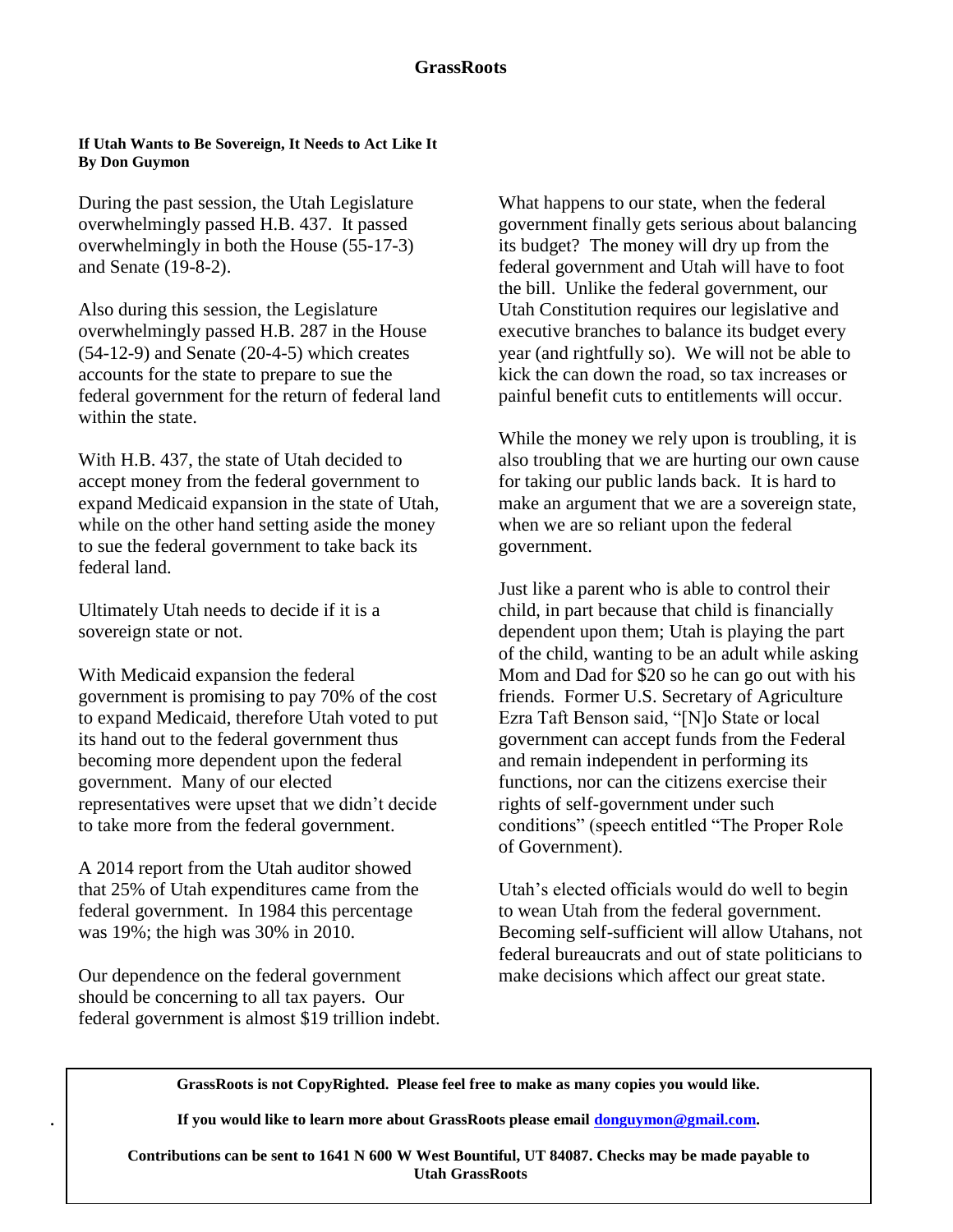**If Utah Wants to Be Sovereign, It Needs to Act Like It**
**By Don Guymon**

During the past session, the Utah Legislature overwhelmingly passed H.B. 437. It passed overwhelmingly in both the House (55-17-3) and Senate (19-8-2).

Also during this session, the Legislature overwhelmingly passed H.B. 287 in the House (54-12-9) and Senate (20-4-5) which creates accounts for the state to prepare to sue the federal government for the return of federal land within the state.

With H.B. 437, the state of Utah decided to accept money from the federal government to expand Medicaid expansion in the state of Utah, while on the other hand setting aside the money to sue the federal government to take back its federal land.

Ultimately Utah needs to decide if it is a sovereign state or not.

With Medicaid expansion the federal government is promising to pay 70% of the cost to expand Medicaid, therefore Utah voted to put its hand out to the federal government thus becoming more dependent upon the federal government. Many of our elected representatives were upset that we didn't decide to take more from the federal government.

A 2014 report from the Utah auditor showed that 25% of Utah expenditures came from the federal government. In 1984 this percentage was 19%; the high was 30% in 2010.

Our dependence on the federal government should be concerning to all tax payers. Our federal government is almost $19 trillion indebt. What happens to our state, when the federal government finally gets serious about balancing its budget? The money will dry up from the federal government and Utah will have to foot the bill. Unlike the federal government, our Utah Constitution requires our legislative and executive branches to balance its budget every year (and rightfully so). We will not be able to kick the can down the road, so tax increases or painful benefit cuts to entitlements will occur.

While the money we rely upon is troubling, it is also troubling that we are hurting our own cause for taking our public lands back. It is hard to make an argument that we are a sovereign state, when we are so reliant upon the federal government.

Just like a parent who is able to control their child, in part because that child is financially dependent upon them; Utah is playing the part of the child, wanting to be an adult while asking Mom and Dad for $20 so he can go out with his friends. Former U.S. Secretary of Agriculture Ezra Taft Benson said, "[N]o State or local government can accept funds from the Federal and remain independent in performing its functions, nor can the citizens exercise their rights of self-government under such conditions" (speech entitled "The Proper Role of Government).

Utah's elected officials would do well to begin to wean Utah from the federal government. Becoming self-sufficient will allow Utahans, not federal bureaucrats and out of state politicians to make decisions which affect our great state.

**GrassRoots is not CopyRighted. Please feel free to make as many copies you would like.**

**If you would like to learn more about GrassRoots please email donguymon@gmail.com.**

**Contributions can be sent to 1641 N 600 W West Bountiful, UT 84087. Checks may be made payable to Utah GrassRoots**